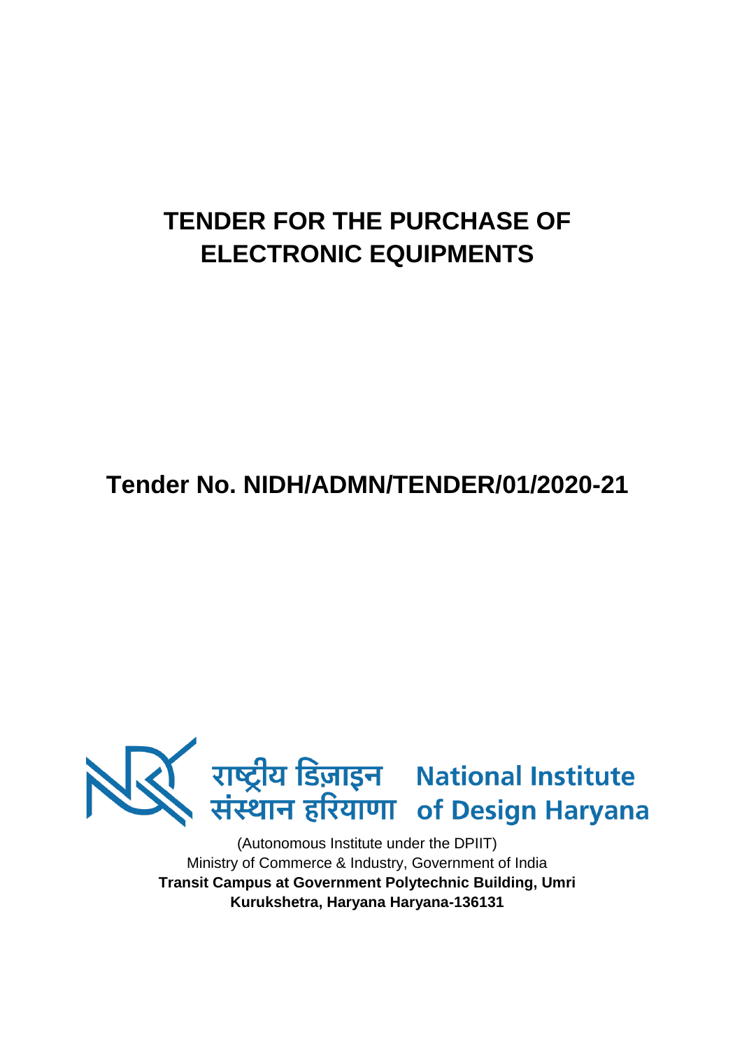# TENDER FOR THE PURCHASE OF ELECTRONIC EQUIPMENTS

## Tender No. NIDH/ADMN/TENDER/01/2020-21

राष्ट्रीय डिज़ाइन संस्थान हरियाणा National Institute of Design Haryana

(Autonomous Institute under the DPIIT)
Ministry of Commerce & Industry, Government of India
**Transit Campus at Government Polytechnic Building, Umri**
**Kurukshetra, Haryana Haryana-136131**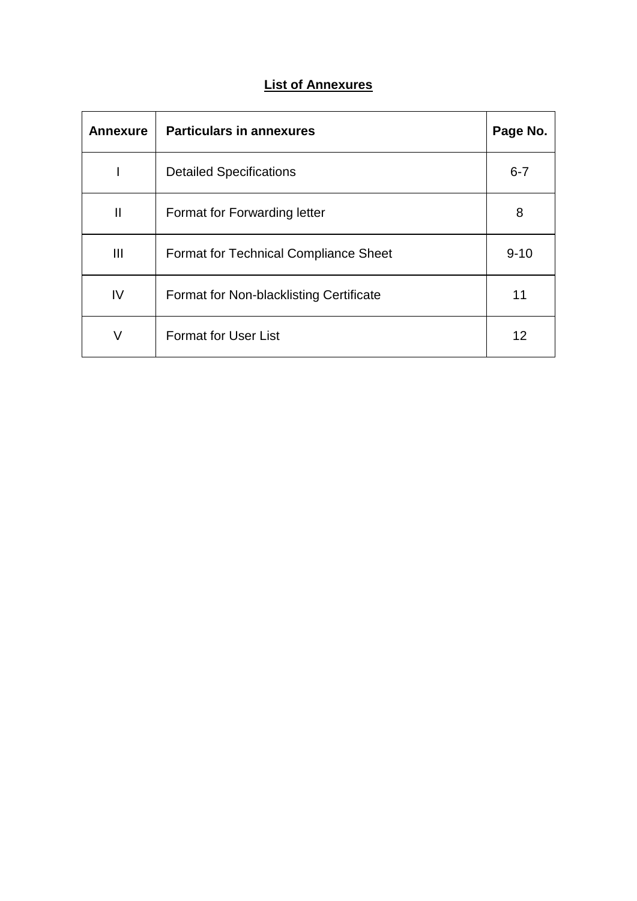## List of Annexures

| Annexure | Particulars in annexures | Page No. |
|---|---|---|
| I | Detailed Specifications | 6-7 |
| II | Format for Forwarding letter | 8 |
| III | Format for Technical Compliance Sheet | 9-10 |
| IV | Format for Non-blacklisting Certificate | 11 |
| V | Format for User List | 12 |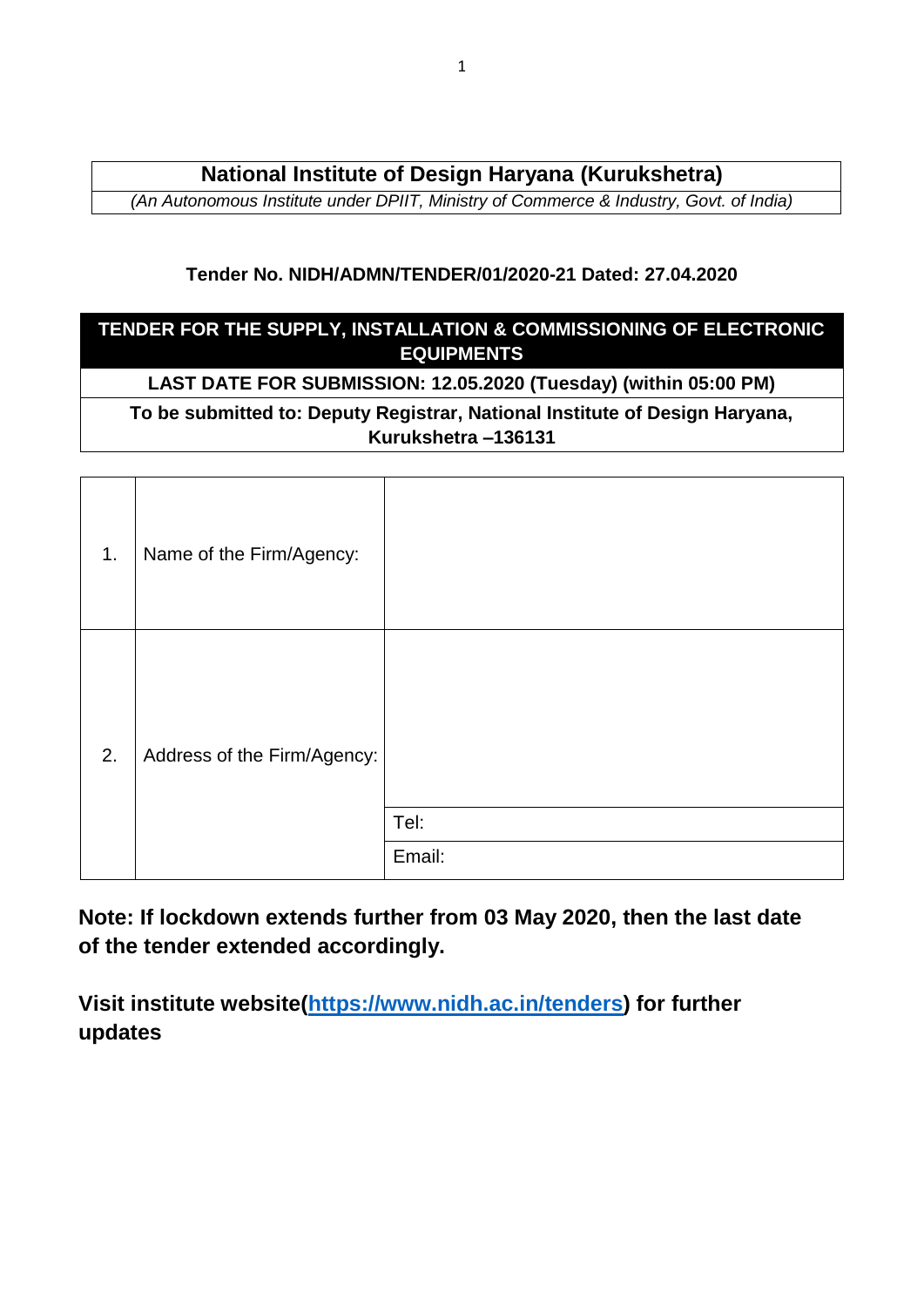# National Institute of Design Haryana (Kurukshetra)

*(An Autonomous Institute under DPIIT, Ministry of Commerce & Industry, Govt. of India)*

**Tender No. NIDH/ADMN/TENDER/01/2020-21 Dated: 27.04.2020**

## TENDER FOR THE SUPPLY, INSTALLATION & COMMISSIONING OF ELECTRONIC EQUIPMENTS

**LAST DATE FOR SUBMISSION: 12.05.2020 (Tuesday) (within 05:00 PM)**

**To be submitted to: Deputy Registrar, National Institute of Design Haryana, Kurukshetra –136131**

| | | |
|---|---|---|
| 1. | Name of the Firm/Agency: | |
| 2. | Address of the Firm/Agency: | |
| | | Tel: |
| | | Email: |

**Note: If lockdown extends further from 03 May 2020, then the last date of the tender extended accordingly.**

**Visit institute website([https://www.nidh.ac.in/tenders](https://www.nidh.ac.in/tenders)) for further updates**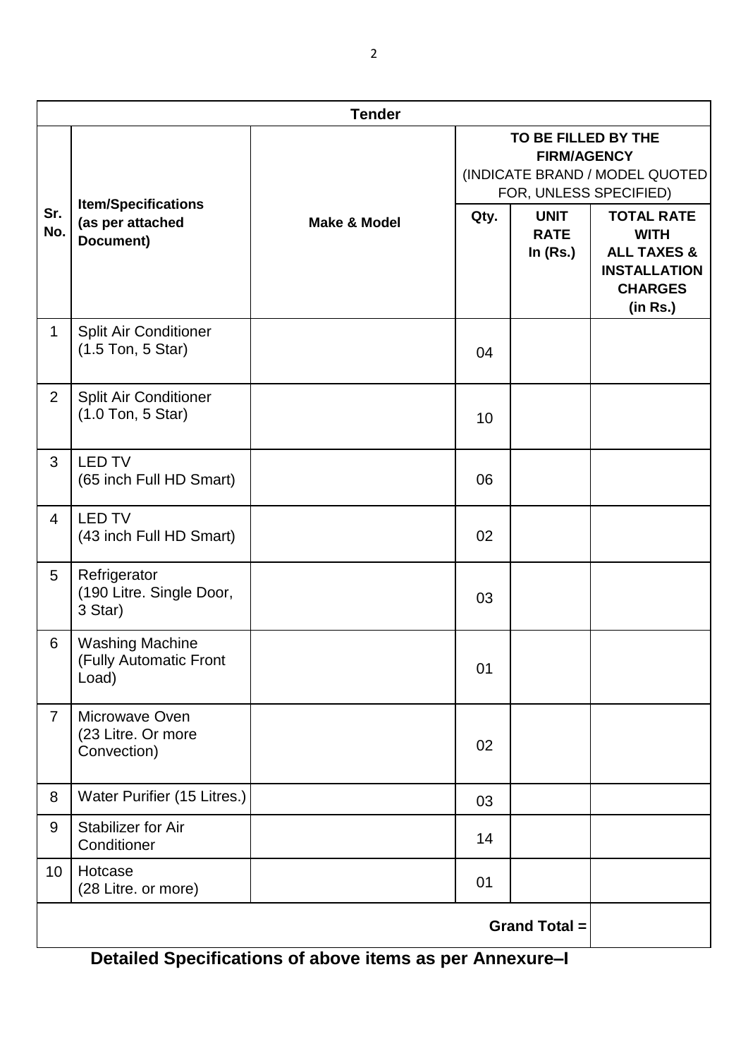| Tender | | | | | |
|---|---|---|---|---|---|
| Sr. No. | Item/Specifications (as per attached Document) | Make & Model | TO BE FILLED BY THE FIRM/AGENCY (INDICATE BRAND / MODEL QUOTED FOR, UNLESS SPECIFIED) | | |
| | | | Qty. | UNIT RATE In (Rs.) | TOTAL RATE WITH ALL TAXES & INSTALLATION CHARGES (in Rs.) |
| 1 | Split Air Conditioner (1.5 Ton, 5 Star) | | 04 | | |
| 2 | Split Air Conditioner (1.0 Ton, 5 Star) | | 10 | | |
| 3 | LED TV (65 inch Full HD Smart) | | 06 | | |
| 4 | LED TV (43 inch Full HD Smart) | | 02 | | |
| 5 | Refrigerator (190 Litre. Single Door, 3 Star) | | 03 | | |
| 6 | Washing Machine (Fully Automatic Front Load) | | 01 | | |
| 7 | Microwave Oven (23 Litre. Or more Convection) | | 02 | | |
| 8 | Water Purifier (15 Litres.) | | 03 | | |
| 9 | Stabilizer for Air Conditioner | | 14 | | |
| 10 | Hotcase (28 Litre. or more) | | 01 | | |
| | | | | **Grand Total =** | |

**Detailed Specifications of above items as per Annexure–I**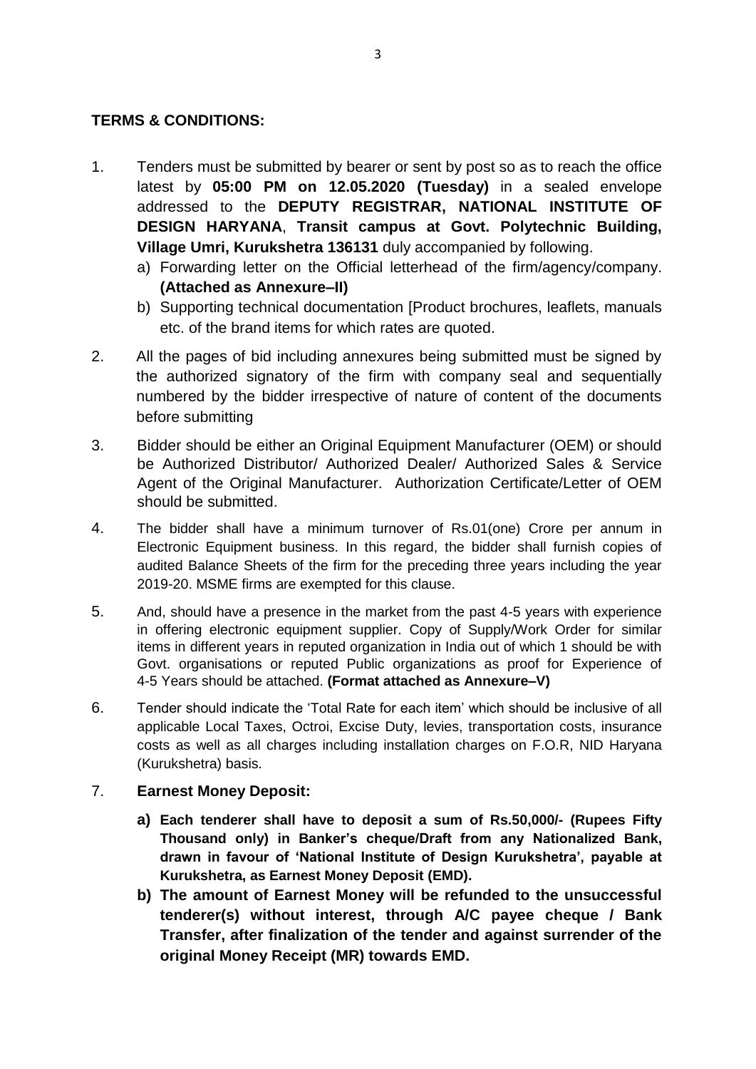**TERMS & CONDITIONS:**

1. Tenders must be submitted by bearer or sent by post so as to reach the office latest by **05:00 PM on 12.05.2020 (Tuesday)** in a sealed envelope addressed to the **DEPUTY REGISTRAR, NATIONAL INSTITUTE OF DESIGN HARYANA**, **Transit campus at Govt. Polytechnic Building, Village Umri, Kurukshetra 136131** duly accompanied by following.
   a) Forwarding letter on the Official letterhead of the firm/agency/company. **(Attached as Annexure–II)**
   b) Supporting technical documentation [Product brochures, leaflets, manuals etc. of the brand items for which rates are quoted.

2. All the pages of bid including annexures being submitted must be signed by the authorized signatory of the firm with company seal and sequentially numbered by the bidder irrespective of nature of content of the documents before submitting

3. Bidder should be either an Original Equipment Manufacturer (OEM) or should be Authorized Distributor/ Authorized Dealer/ Authorized Sales & Service Agent of the Original Manufacturer. Authorization Certificate/Letter of OEM should be submitted.

4. The bidder shall have a minimum turnover of Rs.01(one) Crore per annum in Electronic Equipment business. In this regard, the bidder shall furnish copies of audited Balance Sheets of the firm for the preceding three years including the year 2019-20. MSME firms are exempted for this clause.

5. And, should have a presence in the market from the past 4-5 years with experience in offering electronic equipment supplier. Copy of Supply/Work Order for similar items in different years in reputed organization in India out of which 1 should be with Govt. organisations or reputed Public organizations as proof for Experience of 4-5 Years should be attached. **(Format attached as Annexure–V)**

6. Tender should indicate the 'Total Rate for each item' which should be inclusive of all applicable Local Taxes, Octroi, Excise Duty, levies, transportation costs, insurance costs as well as all charges including installation charges on F.O.R, NID Haryana (Kurukshetra) basis.

7. **Earnest Money Deposit:**
   **a) Each tenderer shall have to deposit a sum of Rs.50,000/- (Rupees Fifty Thousand only) in Banker's cheque/Draft from any Nationalized Bank, drawn in favour of 'National Institute of Design Kurukshetra', payable at Kurukshetra, as Earnest Money Deposit (EMD).**
   **b) The amount of Earnest Money will be refunded to the unsuccessful tenderer(s) without interest, through A/C payee cheque / Bank Transfer, after finalization of the tender and against surrender of the original Money Receipt (MR) towards EMD.**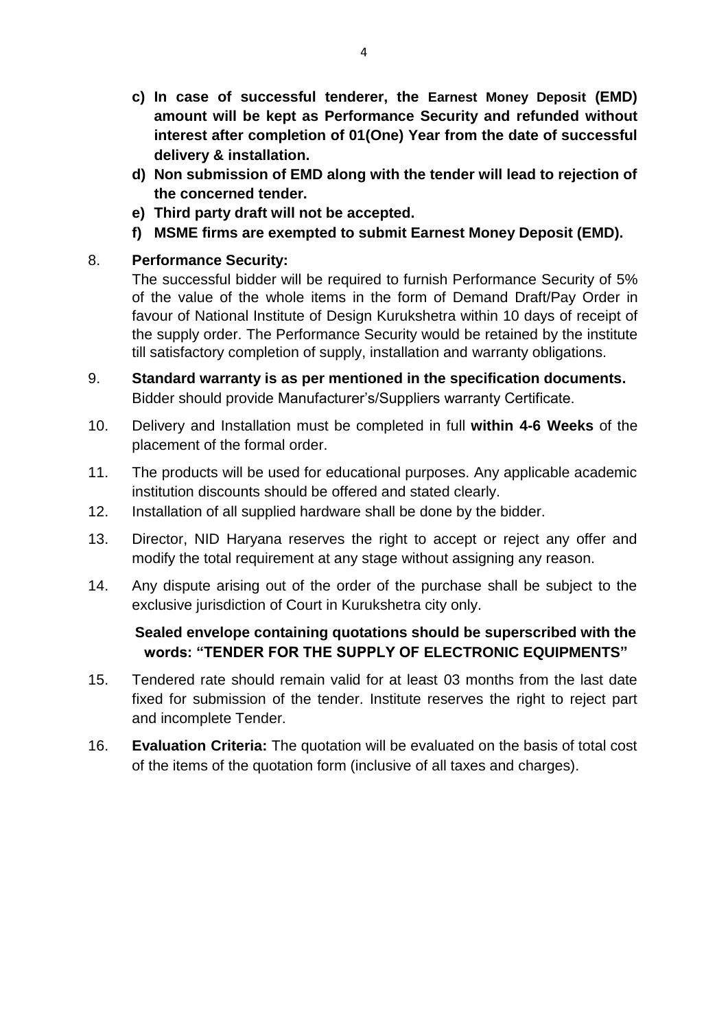c) **In case of successful tenderer, the Earnest Money Deposit (EMD) amount will be kept as Performance Security and refunded without interest after completion of 01(One) Year from the date of successful delivery & installation.**

d) **Non submission of EMD along with the tender will lead to rejection of the concerned tender.**

e) **Third party draft will not be accepted.**

f) **MSME firms are exempted to submit Earnest Money Deposit (EMD).**

8. **Performance Security:**
   The successful bidder will be required to furnish Performance Security of 5% of the value of the whole items in the form of Demand Draft/Pay Order in favour of National Institute of Design Kurukshetra within 10 days of receipt of the supply order. The Performance Security would be retained by the institute till satisfactory completion of supply, installation and warranty obligations.

9. **Standard warranty is as per mentioned in the specification documents.** Bidder should provide Manufacturer's/Suppliers warranty Certificate.

10. Delivery and Installation must be completed in full **within 4-6 Weeks** of the placement of the formal order.

11. The products will be used for educational purposes. Any applicable academic institution discounts should be offered and stated clearly.

12. Installation of all supplied hardware shall be done by the bidder.

13. Director, NID Haryana reserves the right to accept or reject any offer and modify the total requirement at any stage without assigning any reason.

14. Any dispute arising out of the order of the purchase shall be subject to the exclusive jurisdiction of Court in Kurukshetra city only.

**Sealed envelope containing quotations should be superscribed with the words: "TENDER FOR THE SUPPLY OF ELECTRONIC EQUIPMENTS"**

15. Tendered rate should remain valid for at least 03 months from the last date fixed for submission of the tender. Institute reserves the right to reject part and incomplete Tender.

16. **Evaluation Criteria:** The quotation will be evaluated on the basis of total cost of the items of the quotation form (inclusive of all taxes and charges).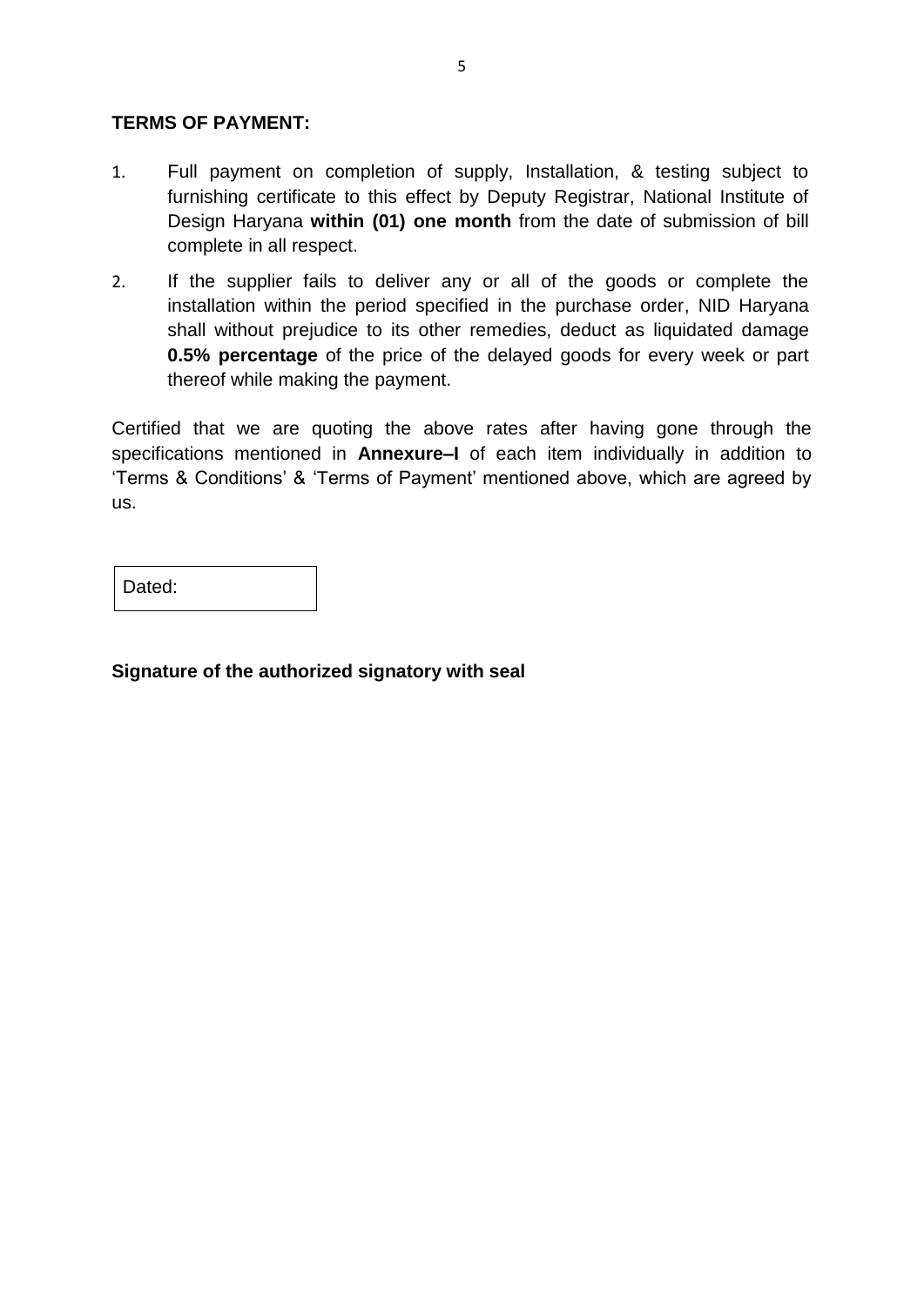**TERMS OF PAYMENT:**

1. Full payment on completion of supply, Installation, & testing subject to furnishing certificate to this effect by Deputy Registrar, National Institute of Design Haryana **within (01) one month** from the date of submission of bill complete in all respect.
2. If the supplier fails to deliver any or all of the goods or complete the installation within the period specified in the purchase order, NID Haryana shall without prejudice to its other remedies, deduct as liquidated damage **0.5% percentage** of the price of the delayed goods for every week or part thereof while making the payment.

Certified that we are quoting the above rates after having gone through the specifications mentioned in **Annexure–I** of each item individually in addition to 'Terms & Conditions' & 'Terms of Payment' mentioned above, which are agreed by us.

| Dated: |
|---|

**Signature of the authorized signatory with seal**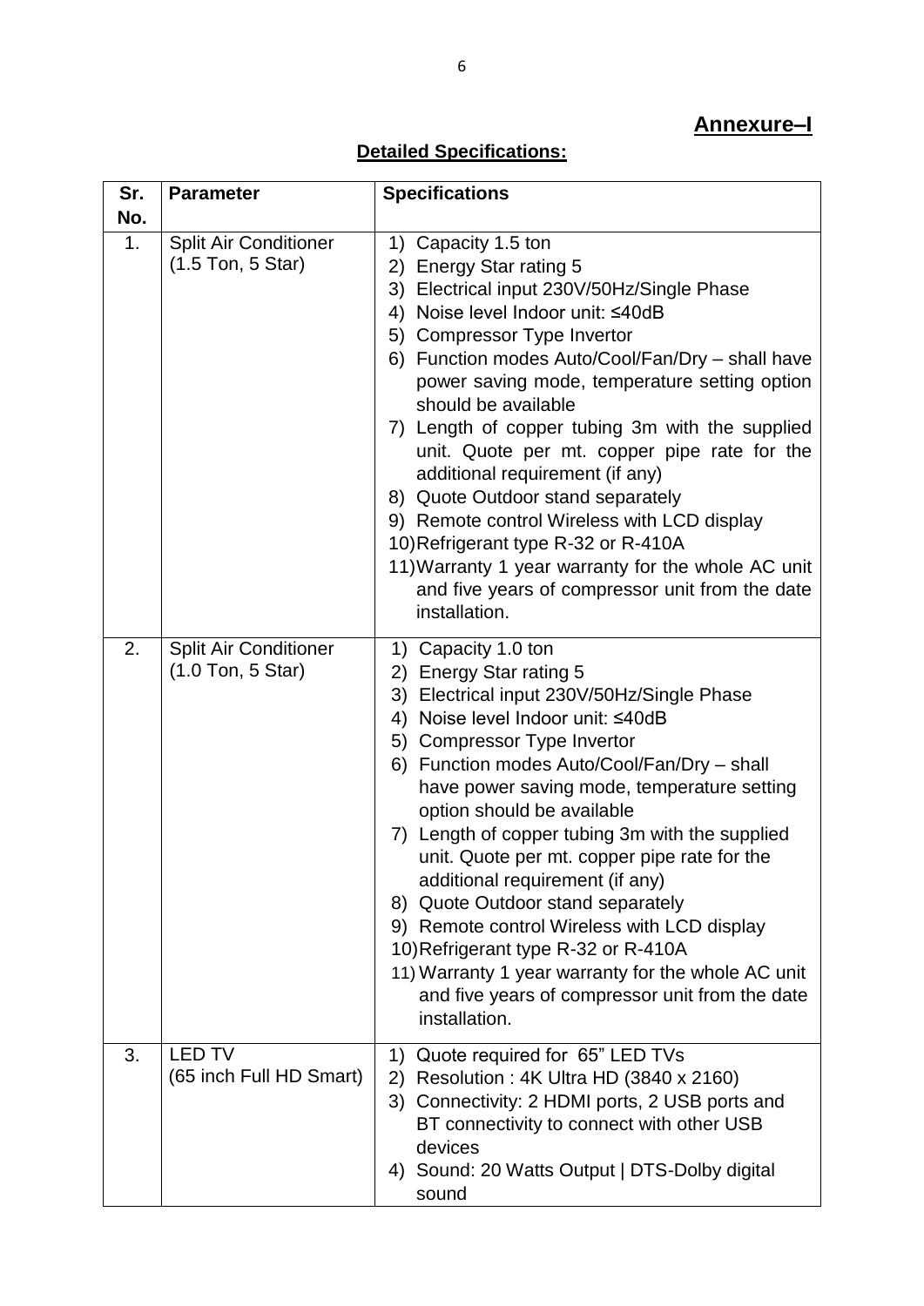**Annexure–I**

**Detailed Specifications:**

| Sr. No. | Parameter | Specifications |
|---|---|---|
| 1. | Split Air Conditioner (1.5 Ton, 5 Star) | 1) Capacity 1.5 ton<br>2) Energy Star rating 5<br>3) Electrical input 230V/50Hz/Single Phase<br>4) Noise level Indoor unit: ≤40dB<br>5) Compressor Type Invertor<br>6) Function modes Auto/Cool/Fan/Dry – shall have power saving mode, temperature setting option should be available<br>7) Length of copper tubing 3m with the supplied unit. Quote per mt. copper pipe rate for the additional requirement (if any)<br>8) Quote Outdoor stand separately<br>9) Remote control Wireless with LCD display<br>10) Refrigerant type R-32 or R-410A<br>11) Warranty 1 year warranty for the whole AC unit and five years of compressor unit from the date installation. |
| 2. | Split Air Conditioner (1.0 Ton, 5 Star) | 1) Capacity 1.0 ton<br>2) Energy Star rating 5<br>3) Electrical input 230V/50Hz/Single Phase<br>4) Noise level Indoor unit: ≤40dB<br>5) Compressor Type Invertor<br>6) Function modes Auto/Cool/Fan/Dry – shall have power saving mode, temperature setting option should be available<br>7) Length of copper tubing 3m with the supplied unit. Quote per mt. copper pipe rate for the additional requirement (if any)<br>8) Quote Outdoor stand separately<br>9) Remote control Wireless with LCD display<br>10) Refrigerant type R-32 or R-410A<br>11) Warranty 1 year warranty for the whole AC unit and five years of compressor unit from the date installation. |
| 3. | LED TV (65 inch Full HD Smart) | 1) Quote required for 65" LED TVs<br>2) Resolution : 4K Ultra HD (3840 x 2160)<br>3) Connectivity: 2 HDMI ports, 2 USB ports and BT connectivity to connect with other USB devices<br>4) Sound: 20 Watts Output \| DTS-Dolby digital sound |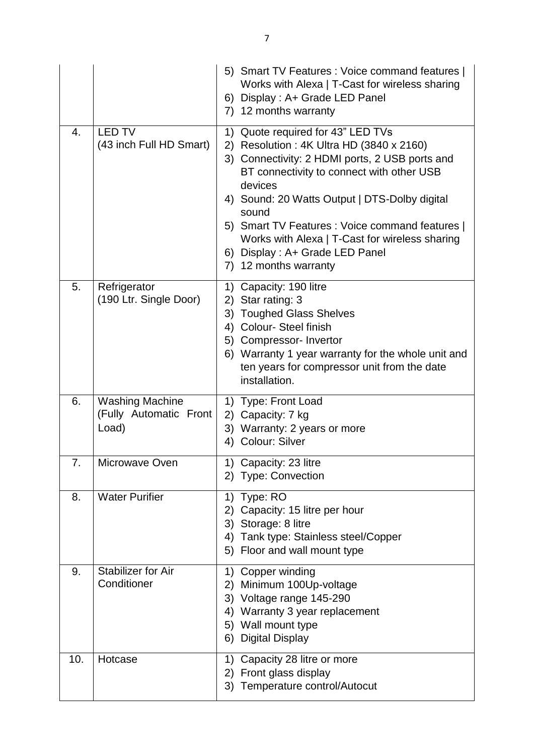|  |  |  |
|---|---|---|
|  |  | 5) Smart TV Features : Voice command features \| Works with Alexa \| T-Cast for wireless sharing<br>6) Display : A+ Grade LED Panel<br>7) 12 months warranty |
| 4. | LED TV<br>(43 inch Full HD Smart) | 1) Quote required for 43" LED TVs<br>2) Resolution : 4K Ultra HD (3840 x 2160)<br>3) Connectivity: 2 HDMI ports, 2 USB ports and BT connectivity to connect with other USB devices<br>4) Sound: 20 Watts Output \| DTS-Dolby digital sound<br>5) Smart TV Features : Voice command features \| Works with Alexa \| T-Cast for wireless sharing<br>6) Display : A+ Grade LED Panel<br>7) 12 months warranty |
| 5. | Refrigerator<br>(190 Ltr. Single Door) | 1) Capacity: 190 litre<br>2) Star rating: 3<br>3) Toughed Glass Shelves<br>4) Colour- Steel finish<br>5) Compressor- Invertor<br>6) Warranty 1 year warranty for the whole unit and ten years for compressor unit from the date installation. |
| 6. | Washing Machine<br>(Fully Automatic Front Load) | 1) Type: Front Load<br>2) Capacity: 7 kg<br>3) Warranty: 2 years or more<br>4) Colour: Silver |
| 7. | Microwave Oven | 1) Capacity: 23 litre<br>2) Type: Convection |
| 8. | Water Purifier | 1) Type: RO<br>2) Capacity: 15 litre per hour<br>3) Storage: 8 litre<br>4) Tank type: Stainless steel/Copper<br>5) Floor and wall mount type |
| 9. | Stabilizer for Air Conditioner | 1) Copper winding<br>2) Minimum 100Up-voltage<br>3) Voltage range 145-290<br>4) Warranty 3 year replacement<br>5) Wall mount type<br>6) Digital Display |
| 10. | Hotcase | 1) Capacity 28 litre or more<br>2) Front glass display<br>3) Temperature control/Autocut |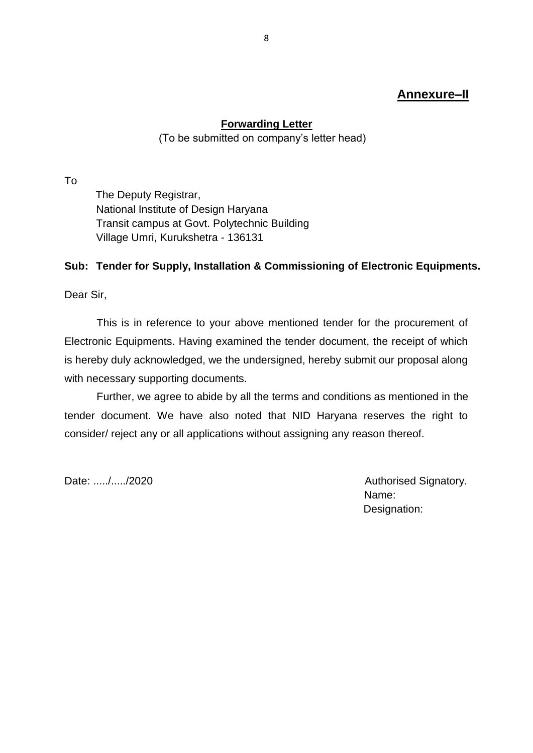## Annexure–II

### Forwarding Letter

(To be submitted on company's letter head)

To

The Deputy Registrar,
National Institute of Design Haryana
Transit campus at Govt. Polytechnic Building
Village Umri, Kurukshetra - 136131

**Sub: Tender for Supply, Installation & Commissioning of Electronic Equipments.**

Dear Sir,

This is in reference to your above mentioned tender for the procurement of Electronic Equipments. Having examined the tender document, the receipt of which is hereby duly acknowledged, we the undersigned, hereby submit our proposal along with necessary supporting documents.

Further, we agree to abide by all the terms and conditions as mentioned in the tender document. We have also noted that NID Haryana reserves the right to consider/ reject any or all applications without assigning any reason thereof.

Date: ...../...../2020

Authorised Signatory.
Name:
Designation: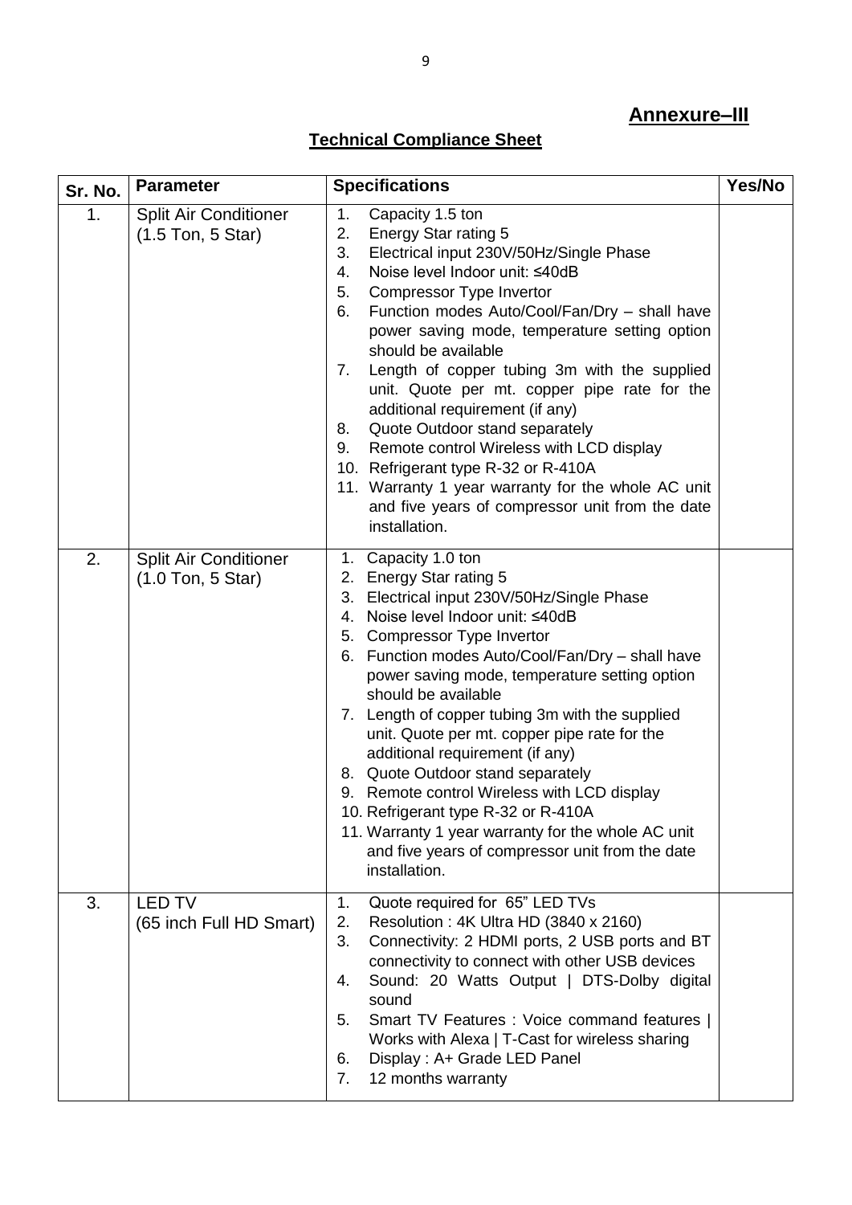## Annexure–III

### Technical Compliance Sheet

| Sr. No. | Parameter | Specifications | Yes/No |
|---|---|---|---|
| 1. | Split Air Conditioner (1.5 Ton, 5 Star) | 1. Capacity 1.5 ton<br>2. Energy Star rating 5<br>3. Electrical input 230V/50Hz/Single Phase<br>4. Noise level Indoor unit: ≤40dB<br>5. Compressor Type Invertor<br>6. Function modes Auto/Cool/Fan/Dry – shall have power saving mode, temperature setting option should be available<br>7. Length of copper tubing 3m with the supplied unit. Quote per mt. copper pipe rate for the additional requirement (if any)<br>8. Quote Outdoor stand separately<br>9. Remote control Wireless with LCD display<br>10. Refrigerant type R-32 or R-410A<br>11. Warranty 1 year warranty for the whole AC unit and five years of compressor unit from the date installation. | |
| 2. | Split Air Conditioner (1.0 Ton, 5 Star) | 1. Capacity 1.0 ton<br>2. Energy Star rating 5<br>3. Electrical input 230V/50Hz/Single Phase<br>4. Noise level Indoor unit: ≤40dB<br>5. Compressor Type Invertor<br>6. Function modes Auto/Cool/Fan/Dry – shall have power saving mode, temperature setting option should be available<br>7. Length of copper tubing 3m with the supplied unit. Quote per mt. copper pipe rate for the additional requirement (if any)<br>8. Quote Outdoor stand separately<br>9. Remote control Wireless with LCD display<br>10. Refrigerant type R-32 or R-410A<br>11. Warranty 1 year warranty for the whole AC unit and five years of compressor unit from the date installation. | |
| 3. | LED TV (65 inch Full HD Smart) | 1. Quote required for 65" LED TVs<br>2. Resolution : 4K Ultra HD (3840 x 2160)<br>3. Connectivity: 2 HDMI ports, 2 USB ports and BT connectivity to connect with other USB devices<br>4. Sound: 20 Watts Output \| DTS-Dolby digital sound<br>5. Smart TV Features : Voice command features \| Works with Alexa \| T-Cast for wireless sharing<br>6. Display : A+ Grade LED Panel<br>7. 12 months warranty | |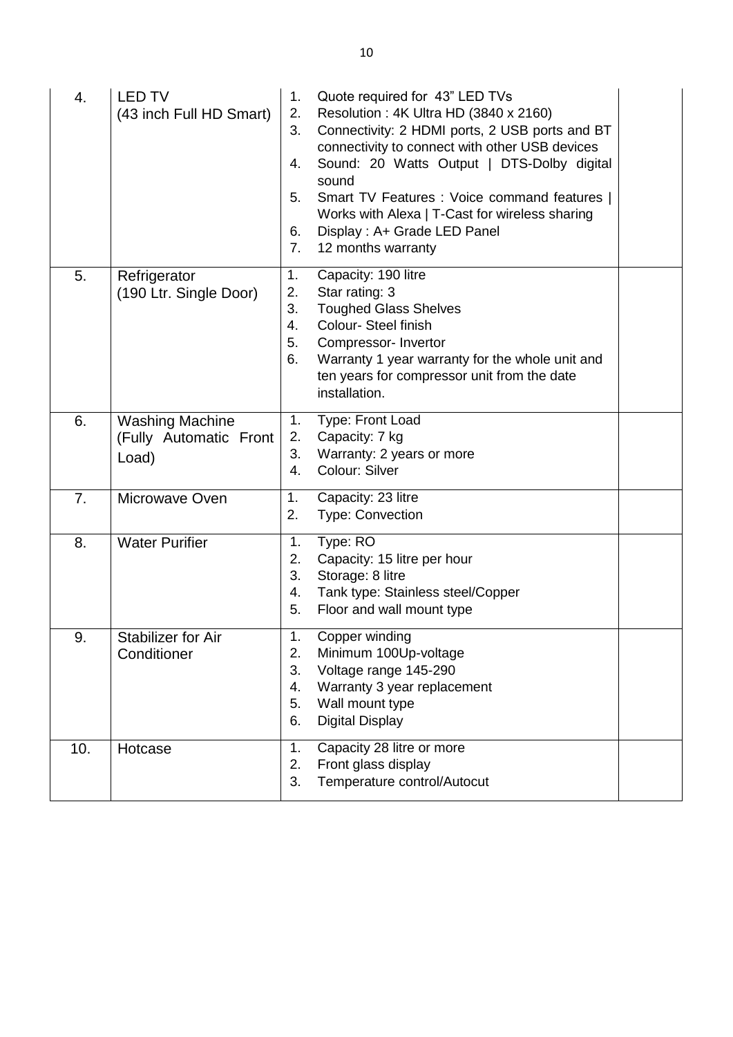| 4. | LED TV (43 inch Full HD Smart) | 1. Quote required for 43" LED TVs<br>2. Resolution : 4K Ultra HD (3840 x 2160)<br>3. Connectivity: 2 HDMI ports, 2 USB ports and BT connectivity to connect with other USB devices<br>4. Sound: 20 Watts Output \| DTS-Dolby digital sound<br>5. Smart TV Features : Voice command features \| Works with Alexa \| T-Cast for wireless sharing<br>6. Display : A+ Grade LED Panel<br>7. 12 months warranty | |
|---|---|---|---|
| 5. | Refrigerator (190 Ltr. Single Door) | 1. Capacity: 190 litre<br>2. Star rating: 3<br>3. Toughed Glass Shelves<br>4. Colour- Steel finish<br>5. Compressor- Invertor<br>6. Warranty 1 year warranty for the whole unit and ten years for compressor unit from the date installation. | |
| 6. | Washing Machine (Fully Automatic Front Load) | 1. Type: Front Load<br>2. Capacity: 7 kg<br>3. Warranty: 2 years or more<br>4. Colour: Silver | |
| 7. | Microwave Oven | 1. Capacity: 23 litre<br>2. Type: Convection | |
| 8. | Water Purifier | 1. Type: RO<br>2. Capacity: 15 litre per hour<br>3. Storage: 8 litre<br>4. Tank type: Stainless steel/Copper<br>5. Floor and wall mount type | |
| 9. | Stabilizer for Air Conditioner | 1. Copper winding<br>2. Minimum 100Up-voltage<br>3. Voltage range 145-290<br>4. Warranty 3 year replacement<br>5. Wall mount type<br>6. Digital Display | |
| 10. | Hotcase | 1. Capacity 28 litre or more<br>2. Front glass display<br>3. Temperature control/Autocut | |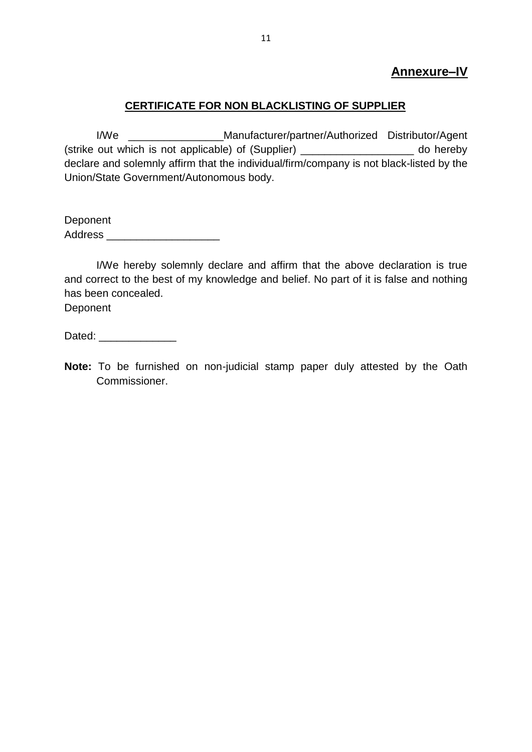**Annexure–IV**

## CERTIFICATE FOR NON BLACKLISTING OF SUPPLIER

I/We ________________Manufacturer/partner/Authorized Distributor/Agent (strike out which is not applicable) of (Supplier) ___________________ do hereby declare and solemnly affirm that the individual/firm/company is not black-listed by the Union/State Government/Autonomous body.

Deponent
Address ___________________

I/We hereby solemnly declare and affirm that the above declaration is true and correct to the best of my knowledge and belief. No part of it is false and nothing has been concealed.
Deponent

Dated: _____________

**Note:** To be furnished on non-judicial stamp paper duly attested by the Oath Commissioner.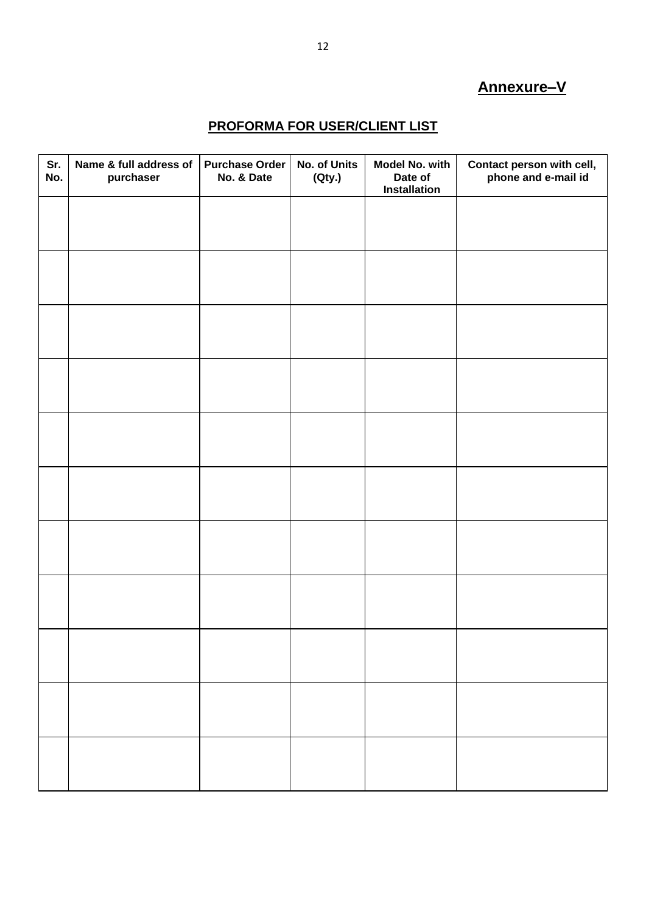**Annexure–V**

## PROFORMA FOR USER/CLIENT LIST

| Sr. No. | Name & full address of purchaser | Purchase Order No. & Date | No. of Units (Qty.) | Model No. with Date of Installation | Contact person with cell, phone and e-mail id |
|---|---|---|---|---|---|
| | | | | | |
| | | | | | |
| | | | | | |
| | | | | | |
| | | | | | |
| | | | | | |
| | | | | | |
| | | | | | |
| | | | | | |
| | | | | | |
| | | | | | |